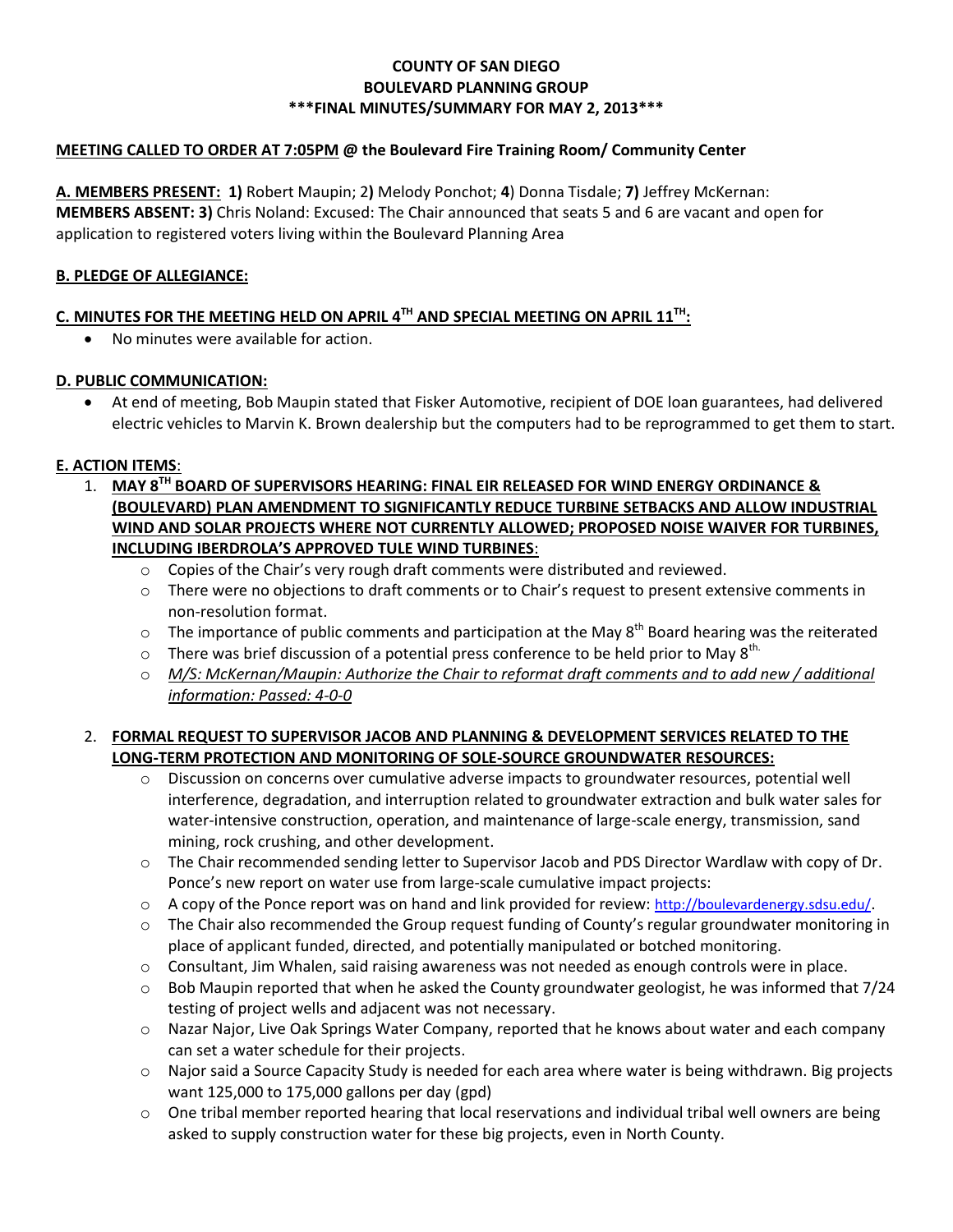# COUNTY OF SAN DIEGO
# BOULEVARD PLANNING GROUP
# \*\*\*FINAL MINUTES/SUMMARY FOR MAY 2, 2013\*\*\*

**MEETING CALLED TO ORDER AT 7:05PM @ the Boulevard Fire Training Room/ Community Center**

**A. MEMBERS PRESENT: 1)** Robert Maupin; 2**)** Melody Ponchot; **4**) Donna Tisdale; **7)** Jeffrey McKernan:
**MEMBERS ABSENT: 3)** Chris Noland: Excused: The Chair announced that seats 5 and 6 are vacant and open for application to registered voters living within the Boulevard Planning Area

**B. PLEDGE OF ALLEGIANCE:**

**C. MINUTES FOR THE MEETING HELD ON APRIL 4TH AND SPECIAL MEETING ON APRIL 11TH:**

- No minutes were available for action.

**D. PUBLIC COMMUNICATION:**

- At end of meeting, Bob Maupin stated that Fisker Automotive, recipient of DOE loan guarantees, had delivered electric vehicles to Marvin K. Brown dealership but the computers had to be reprogrammed to get them to start.

**E. ACTION ITEMS**:

1. **MAY 8TH BOARD OF SUPERVISORS HEARING: FINAL EIR RELEASED FOR WIND ENERGY ORDINANCE & (BOULEVARD) PLAN AMENDMENT TO SIGNIFICANTLY REDUCE TURBINE SETBACKS AND ALLOW INDUSTRIAL WIND AND SOLAR PROJECTS WHERE NOT CURRENTLY ALLOWED; PROPOSED NOISE WAIVER FOR TURBINES, INCLUDING IBERDROLA'S APPROVED TULE WIND TURBINES**:
   - Copies of the Chair's very rough draft comments were distributed and reviewed.
   - There were no objections to draft comments or to Chair's request to present extensive comments in non-resolution format.
   - The importance of public comments and participation at the May 8th Board hearing was the reiterated
   - There was brief discussion of a potential press conference to be held prior to May 8th.
   - *M/S: McKernan/Maupin: Authorize the Chair to reformat draft comments and to add new / additional information: Passed: 4-0-0*

2. **FORMAL REQUEST TO SUPERVISOR JACOB AND PLANNING & DEVELOPMENT SERVICES RELATED TO THE LONG-TERM PROTECTION AND MONITORING OF SOLE-SOURCE GROUNDWATER RESOURCES:**
   - Discussion on concerns over cumulative adverse impacts to groundwater resources, potential well interference, degradation, and interruption related to groundwater extraction and bulk water sales for water-intensive construction, operation, and maintenance of large-scale energy, transmission, sand mining, rock crushing, and other development.
   - The Chair recommended sending letter to Supervisor Jacob and PDS Director Wardlaw with copy of Dr. Ponce's new report on water use from large-scale cumulative impact projects:
   - A copy of the Ponce report was on hand and link provided for review: http://boulevardenergy.sdsu.edu/.
   - The Chair also recommended the Group request funding of County's regular groundwater monitoring in place of applicant funded, directed, and potentially manipulated or botched monitoring.
   - Consultant, Jim Whalen, said raising awareness was not needed as enough controls were in place.
   - Bob Maupin reported that when he asked the County groundwater geologist, he was informed that 7/24 testing of project wells and adjacent was not necessary.
   - Nazar Najor, Live Oak Springs Water Company, reported that he knows about water and each company can set a water schedule for their projects.
   - Najor said a Source Capacity Study is needed for each area where water is being withdrawn. Big projects want 125,000 to 175,000 gallons per day (gpd)
   - One tribal member reported hearing that local reservations and individual tribal well owners are being asked to supply construction water for these big projects, even in North County.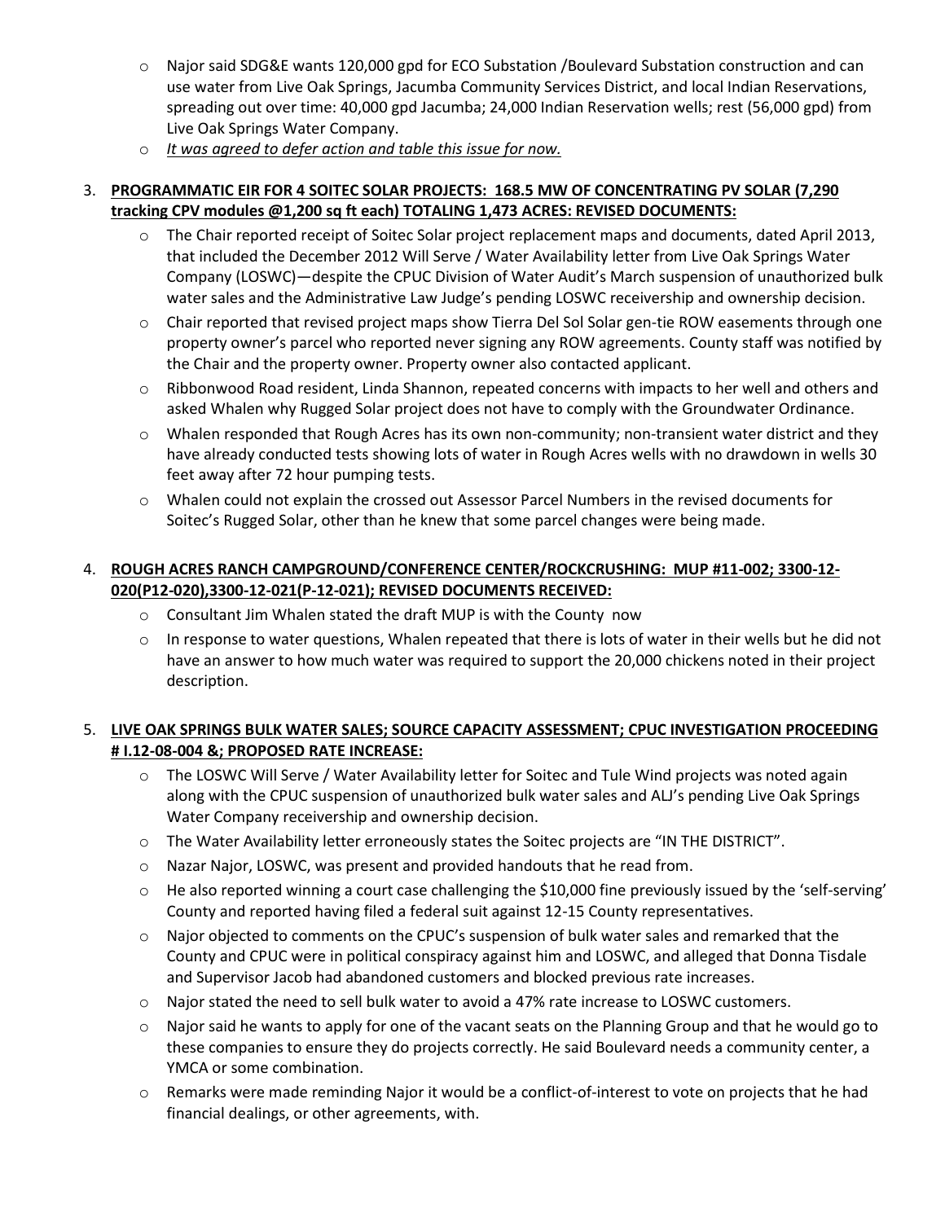- Najor said SDG&E wants 120,000 gpd for ECO Substation /Boulevard Substation construction and can use water from Live Oak Springs, Jacumba Community Services District, and local Indian Reservations, spreading out over time: 40,000 gpd Jacumba; 24,000 Indian Reservation wells; rest (56,000 gpd) from Live Oak Springs Water Company.
- *It was agreed to defer action and table this issue for now.*

3. **PROGRAMMATIC EIR FOR 4 SOITEC SOLAR PROJECTS: 168.5 MW OF CONCENTRATING PV SOLAR (7,290 tracking CPV modules @1,200 sq ft each) TOTALING 1,473 ACRES: REVISED DOCUMENTS:**
   - The Chair reported receipt of Soitec Solar project replacement maps and documents, dated April 2013, that included the December 2012 Will Serve / Water Availability letter from Live Oak Springs Water Company (LOSWC)—despite the CPUC Division of Water Audit's March suspension of unauthorized bulk water sales and the Administrative Law Judge's pending LOSWC receivership and ownership decision.
   - Chair reported that revised project maps show Tierra Del Sol Solar gen-tie ROW easements through one property owner's parcel who reported never signing any ROW agreements. County staff was notified by the Chair and the property owner. Property owner also contacted applicant.
   - Ribbonwood Road resident, Linda Shannon, repeated concerns with impacts to her well and others and asked Whalen why Rugged Solar project does not have to comply with the Groundwater Ordinance.
   - Whalen responded that Rough Acres has its own non-community; non-transient water district and they have already conducted tests showing lots of water in Rough Acres wells with no drawdown in wells 30 feet away after 72 hour pumping tests.
   - Whalen could not explain the crossed out Assessor Parcel Numbers in the revised documents for Soitec's Rugged Solar, other than he knew that some parcel changes were being made.

4. **ROUGH ACRES RANCH CAMPGROUND/CONFERENCE CENTER/ROCKCRUSHING: MUP #11-002; 3300-12-020(P12-020),3300-12-021(P-12-021); REVISED DOCUMENTS RECEIVED:**
   - Consultant Jim Whalen stated the draft MUP is with the County now
   - In response to water questions, Whalen repeated that there is lots of water in their wells but he did not have an answer to how much water was required to support the 20,000 chickens noted in their project description.

5. **LIVE OAK SPRINGS BULK WATER SALES; SOURCE CAPACITY ASSESSMENT; CPUC INVESTIGATION PROCEEDING # I.12-08-004 &; PROPOSED RATE INCREASE:**
   - The LOSWC Will Serve / Water Availability letter for Soitec and Tule Wind projects was noted again along with the CPUC suspension of unauthorized bulk water sales and ALJ's pending Live Oak Springs Water Company receivership and ownership decision.
   - The Water Availability letter erroneously states the Soitec projects are "IN THE DISTRICT".
   - Nazar Najor, LOSWC, was present and provided handouts that he read from.
   - He also reported winning a court case challenging the $10,000 fine previously issued by the 'self-serving' County and reported having filed a federal suit against 12-15 County representatives.
   - Najor objected to comments on the CPUC's suspension of bulk water sales and remarked that the County and CPUC were in political conspiracy against him and LOSWC, and alleged that Donna Tisdale and Supervisor Jacob had abandoned customers and blocked previous rate increases.
   - Najor stated the need to sell bulk water to avoid a 47% rate increase to LOSWC customers.
   - Najor said he wants to apply for one of the vacant seats on the Planning Group and that he would go to these companies to ensure they do projects correctly. He said Boulevard needs a community center, a YMCA or some combination.
   - Remarks were made reminding Najor it would be a conflict-of-interest to vote on projects that he had financial dealings, or other agreements, with.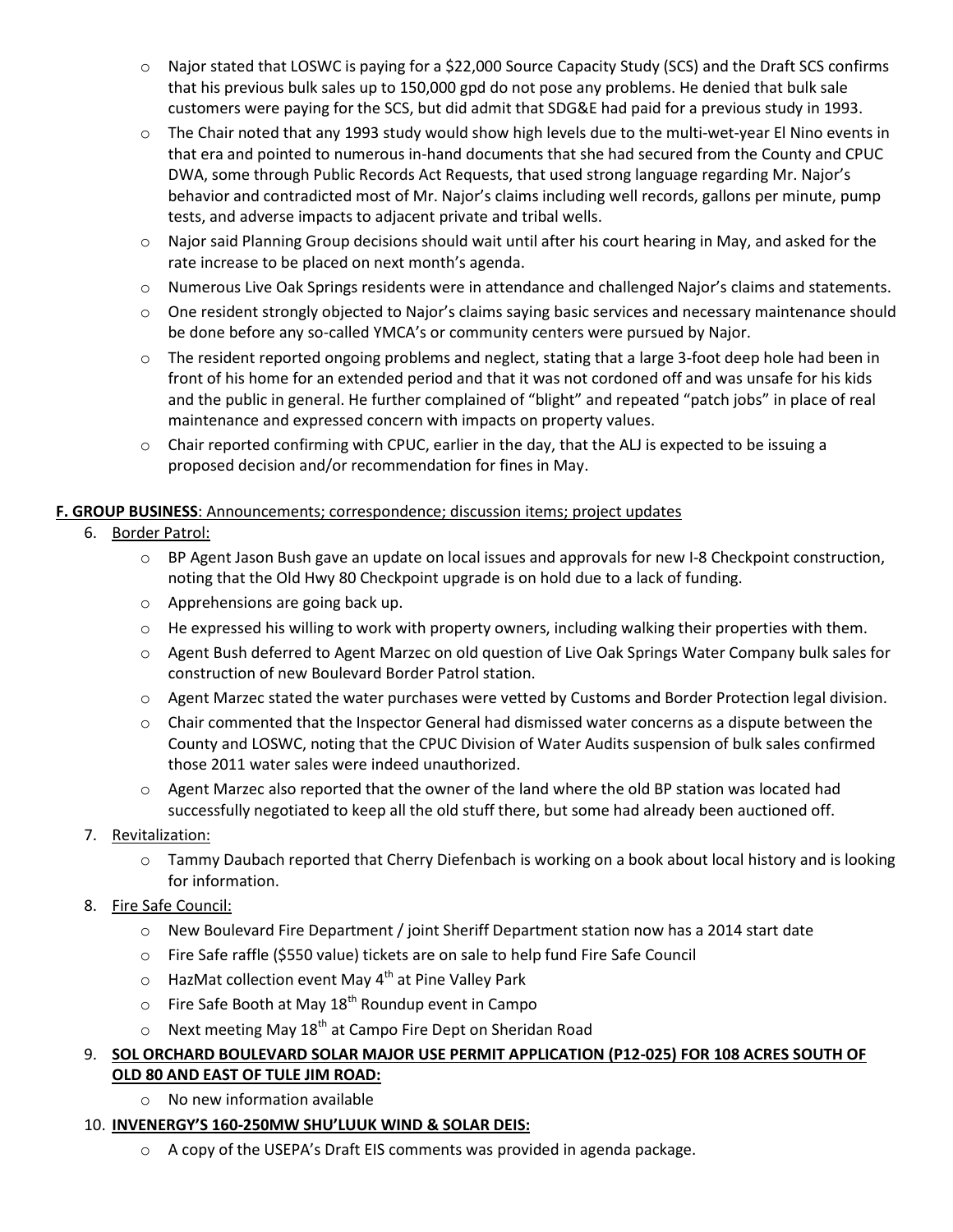- Najor stated that LOSWC is paying for a $22,000 Source Capacity Study (SCS) and the Draft SCS confirms that his previous bulk sales up to 150,000 gpd do not pose any problems. He denied that bulk sale customers were paying for the SCS, but did admit that SDG&E had paid for a previous study in 1993.
- The Chair noted that any 1993 study would show high levels due to the multi-wet-year El Nino events in that era and pointed to numerous in-hand documents that she had secured from the County and CPUC DWA, some through Public Records Act Requests, that used strong language regarding Mr. Najor's behavior and contradicted most of Mr. Najor's claims including well records, gallons per minute, pump tests, and adverse impacts to adjacent private and tribal wells.
- Najor said Planning Group decisions should wait until after his court hearing in May, and asked for the rate increase to be placed on next month's agenda.
- Numerous Live Oak Springs residents were in attendance and challenged Najor's claims and statements.
- One resident strongly objected to Najor's claims saying basic services and necessary maintenance should be done before any so-called YMCA's or community centers were pursued by Najor.
- The resident reported ongoing problems and neglect, stating that a large 3-foot deep hole had been in front of his home for an extended period and that it was not cordoned off and was unsafe for his kids and the public in general. He further complained of "blight" and repeated "patch jobs" in place of real maintenance and expressed concern with impacts on property values.
- Chair reported confirming with CPUC, earlier in the day, that the ALJ is expected to be issuing a proposed decision and/or recommendation for fines in May.

**F. GROUP BUSINESS**: Announcements; correspondence; discussion items; project updates

6. Border Patrol:
   - BP Agent Jason Bush gave an update on local issues and approvals for new I-8 Checkpoint construction, noting that the Old Hwy 80 Checkpoint upgrade is on hold due to a lack of funding.
   - Apprehensions are going back up.
   - He expressed his willing to work with property owners, including walking their properties with them.
   - Agent Bush deferred to Agent Marzec on old question of Live Oak Springs Water Company bulk sales for construction of new Boulevard Border Patrol station.
   - Agent Marzec stated the water purchases were vetted by Customs and Border Protection legal division.
   - Chair commented that the Inspector General had dismissed water concerns as a dispute between the County and LOSWC, noting that the CPUC Division of Water Audits suspension of bulk sales confirmed those 2011 water sales were indeed unauthorized.
   - Agent Marzec also reported that the owner of the land where the old BP station was located had successfully negotiated to keep all the old stuff there, but some had already been auctioned off.
7. Revitalization:
   - Tammy Daubach reported that Cherry Diefenbach is working on a book about local history and is looking for information.
8. Fire Safe Council:
   - New Boulevard Fire Department / joint Sheriff Department station now has a 2014 start date
   - Fire Safe raffle ($550 value) tickets are on sale to help fund Fire Safe Council
   - HazMat collection event May 4th at Pine Valley Park
   - Fire Safe Booth at May 18th Roundup event in Campo
   - Next meeting May 18th at Campo Fire Dept on Sheridan Road
9. **SOL ORCHARD BOULEVARD SOLAR MAJOR USE PERMIT APPLICATION (P12-025) FOR 108 ACRES SOUTH OF OLD 80 AND EAST OF TULE JIM ROAD:**
   - No new information available
10. **INVENERGY'S 160-250MW SHU'LUUK WIND & SOLAR DEIS:**
    - A copy of the USEPA's Draft EIS comments was provided in agenda package.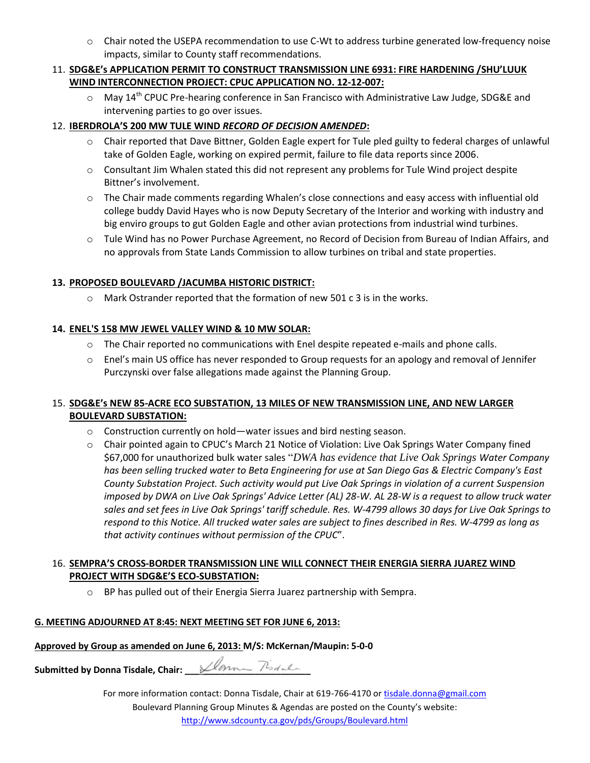- Chair noted the USEPA recommendation to use C-Wt to address turbine generated low-frequency noise impacts, similar to County staff recommendations.

11. **SDG&E's APPLICATION PERMIT TO CONSTRUCT TRANSMISSION LINE 6931: FIRE HARDENING /SHU'LUUK WIND INTERCONNECTION PROJECT: CPUC APPLICATION NO. 12-12-007:**
    - May 14th CPUC Pre-hearing conference in San Francisco with Administrative Law Judge, SDG&E and intervening parties to go over issues.

12. **IBERDROLA'S 200 MW TULE WIND *RECORD OF DECISION AMENDED*:**
    - Chair reported that Dave Bittner, Golden Eagle expert for Tule pled guilty to federal charges of unlawful take of Golden Eagle, working on expired permit, failure to file data reports since 2006.
    - Consultant Jim Whalen stated this did not represent any problems for Tule Wind project despite Bittner's involvement.
    - The Chair made comments regarding Whalen's close connections and easy access with influential old college buddy David Hayes who is now Deputy Secretary of the Interior and working with industry and big enviro groups to gut Golden Eagle and other avian protections from industrial wind turbines.
    - Tule Wind has no Power Purchase Agreement, no Record of Decision from Bureau of Indian Affairs, and no approvals from State Lands Commission to allow turbines on tribal and state properties.

13. **PROPOSED BOULEVARD /JACUMBA HISTORIC DISTRICT:**
    - Mark Ostrander reported that the formation of new 501 c 3 is in the works.

14. **ENEL'S 158 MW JEWEL VALLEY WIND & 10 MW SOLAR:**
    - The Chair reported no communications with Enel despite repeated e-mails and phone calls.
    - Enel's main US office has never responded to Group requests for an apology and removal of Jennifer Purczynski over false allegations made against the Planning Group.

15. **SDG&E's NEW 85-ACRE ECO SUBSTATION, 13 MILES OF NEW TRANSMISSION LINE, AND NEW LARGER BOULEVARD SUBSTATION:**
    - Construction currently on hold—water issues and bird nesting season.
    - Chair pointed again to CPUC's March 21 Notice of Violation: Live Oak Springs Water Company fined $67,000 for unauthorized bulk water sales "*DWA has evidence that Live Oak Springs Water Company has been selling trucked water to Beta Engineering for use at San Diego Gas & Electric Company's East County Substation Project. Such activity would put Live Oak Springs in violation of a current Suspension imposed by DWA on Live Oak Springs' Advice Letter (AL) 28-W. AL 28-W is a request to allow truck water sales and set fees in Live Oak Springs' tariff schedule. Res. W-4799 allows 30 days for Live Oak Springs to respond to this Notice. All trucked water sales are subject to fines described in Res. W-4799 as long as that activity continues without permission of the CPUC*".

16. **SEMPRA'S CROSS-BORDER TRANSMISSION LINE WILL CONNECT THEIR ENERGIA SIERRA JUAREZ WIND PROJECT WITH SDG&E'S ECO-SUBSTATION:**
    - BP has pulled out of their Energia Sierra Juarez partnership with Sempra.

**G. MEETING ADJOURNED AT 8:45: NEXT MEETING SET FOR JUNE 6, 2013:**

**Approved by Group as amended on June 6, 2013: M/S: McKernan/Maupin: 5-0-0**

**Submitted by Donna Tisdale, Chair:** Donna Tisdale

For more information contact: Donna Tisdale, Chair at 619-766-4170 or tisdale.donna@gmail.com

Boulevard Planning Group Minutes & Agendas are posted on the County's website:
http://www.sdcounty.ca.gov/pds/Groups/Boulevard.html